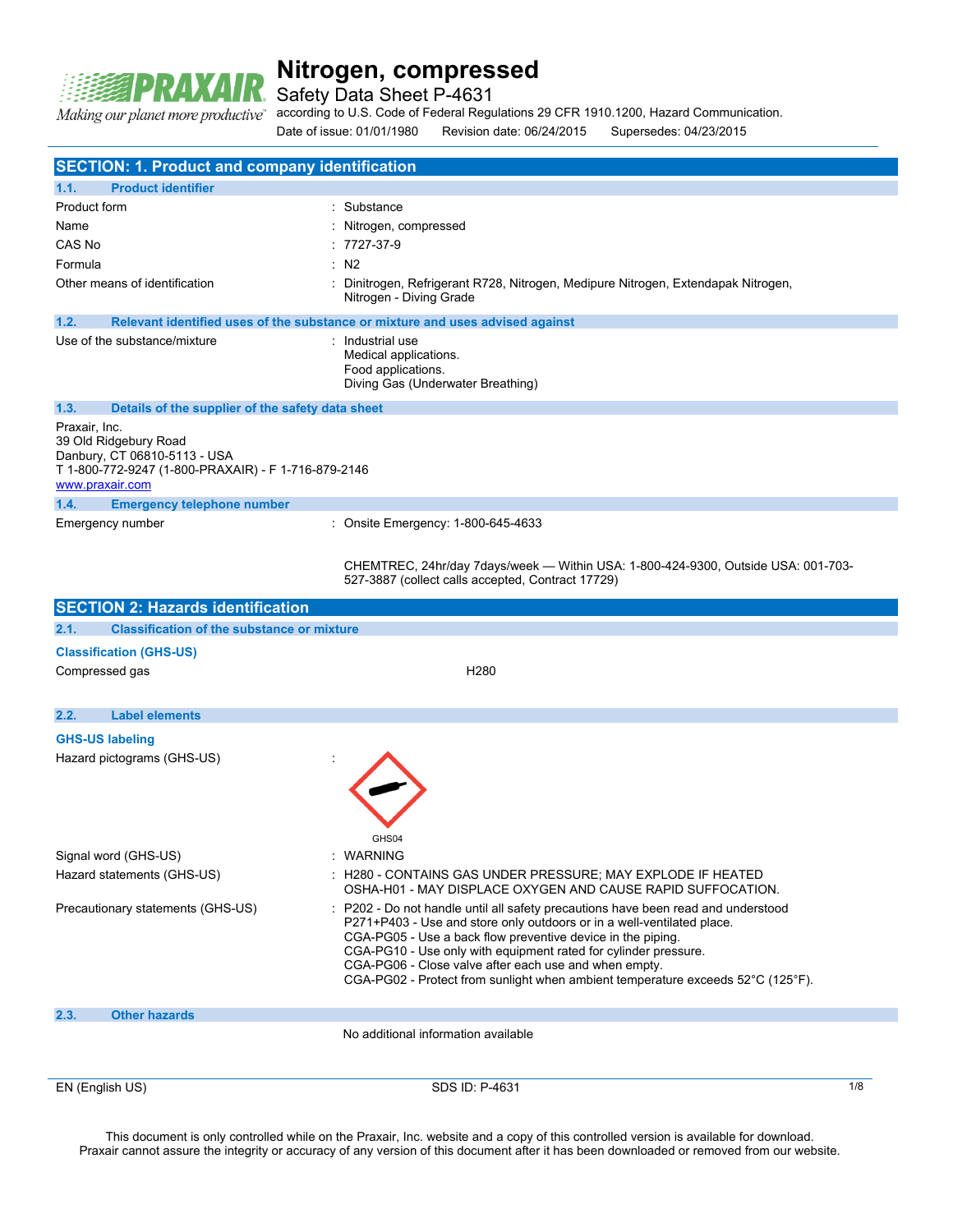# Nitrogen, compressed

Safety Data Sheet P-4631

according to U.S. Code of Federal Regulations 29 CFR 1910.1200, Hazard Communication.

Date of issue: 01/01/1980 Revision date: 06/24/2015 Supersedes: 04/23/2015

## SECTION: 1. Product and company identification

### 1.1. Product identifier

| | |
|---|---|
| Product form | : Substance |
| Name | : Nitrogen, compressed |
| CAS No | : 7727-37-9 |
| Formula | : N2 |
| Other means of identification | : Dinitrogen, Refrigerant R728, Nitrogen, Medipure Nitrogen, Extendapak Nitrogen, Nitrogen - Diving Grade |

### 1.2. Relevant identified uses of the substance or mixture and uses advised against

| | |
|---|---|
| Use of the substance/mixture | : Industrial use<br>Medical applications.<br>Food applications.<br>Diving Gas (Underwater Breathing) |

### 1.3. Details of the supplier of the safety data sheet

Praxair, Inc.
39 Old Ridgebury Road
Danbury, CT 06810-5113 - USA
T 1-800-772-9247 (1-800-PRAXAIR) - F 1-716-879-2146
www.praxair.com

### 1.4. Emergency telephone number

| | |
|---|---|
| Emergency number | : Onsite Emergency: 1-800-645-4633<br><br>CHEMTREC, 24hr/day 7days/week — Within USA: 1-800-424-9300, Outside USA: 001-703-527-3887 (collect calls accepted, Contract 17729) |

## SECTION 2: Hazards identification

### 2.1. Classification of the substance or mixture

**Classification (GHS-US)**

| | |
|---|---|
| Compressed gas | H280 |

### 2.2. Label elements

**GHS-US labeling**

| | |
|---|---|
| Hazard pictograms (GHS-US) | : GHS04 |
| Signal word (GHS-US) | : WARNING |
| Hazard statements (GHS-US) | : H280 - CONTAINS GAS UNDER PRESSURE; MAY EXPLODE IF HEATED<br>OSHA-H01 - MAY DISPLACE OXYGEN AND CAUSE RAPID SUFFOCATION. |
| Precautionary statements (GHS-US) | : P202 - Do not handle until all safety precautions have been read and understood<br>P271+P403 - Use and store only outdoors or in a well-ventilated place.<br>CGA-PG05 - Use a back flow preventive device in the piping.<br>CGA-PG10 - Use only with equipment rated for cylinder pressure.<br>CGA-PG06 - Close valve after each use and when empty.<br>CGA-PG02 - Protect from sunlight when ambient temperature exceeds 52°C (125°F). |

### 2.3. Other hazards

No additional information available

This document is only controlled while on the Praxair, Inc. website and a copy of this controlled version is available for download. Praxair cannot assure the integrity or accuracy of any version of this document after it has been downloaded or removed from our website.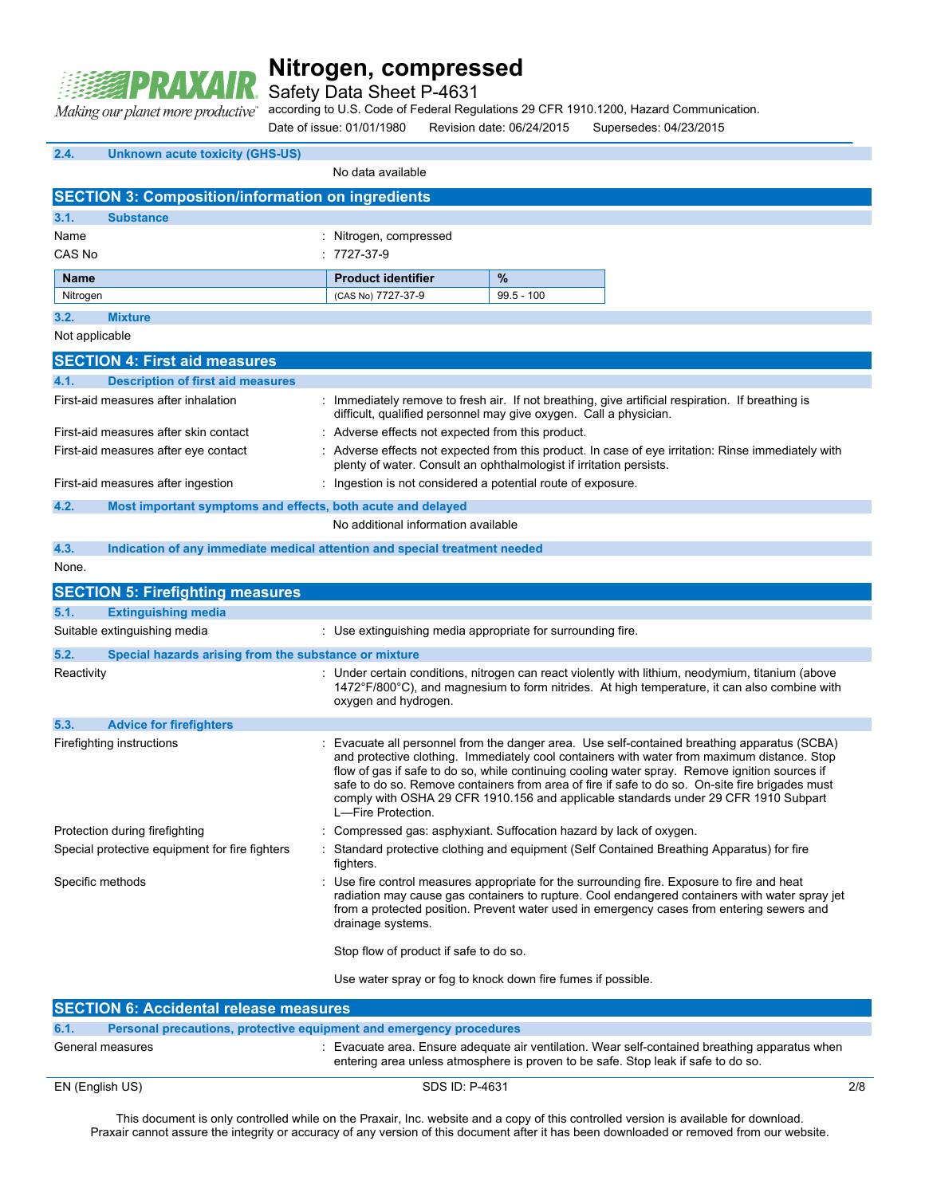### 2.4. Unknown acute toxicity (GHS-US)

No data available

## SECTION 3: Composition/information on ingredients

### 3.1. Substance

Name : Nitrogen, compressed

CAS No : 7727-37-9

| Name | Product identifier | % |
|---|---|---|
| Nitrogen | (CAS No) 7727-37-9 | 99.5 - 100 |

### 3.2. Mixture

Not applicable

## SECTION 4: First aid measures

### 4.1. Description of first aid measures

First-aid measures after inhalation : Immediately remove to fresh air. If not breathing, give artificial respiration. If breathing is difficult, qualified personnel may give oxygen. Call a physician.

First-aid measures after skin contact : Adverse effects not expected from this product.

First-aid measures after eye contact : Adverse effects not expected from this product. In case of eye irritation: Rinse immediately with plenty of water. Consult an ophthalmologist if irritation persists.

First-aid measures after ingestion : Ingestion is not considered a potential route of exposure.

### 4.2. Most important symptoms and effects, both acute and delayed

No additional information available

### 4.3. Indication of any immediate medical attention and special treatment needed

None.

## SECTION 5: Firefighting measures

### 5.1. Extinguishing media

Suitable extinguishing media : Use extinguishing media appropriate for surrounding fire.

### 5.2. Special hazards arising from the substance or mixture

Reactivity : Under certain conditions, nitrogen can react violently with lithium, neodymium, titanium (above 1472°F/800°C), and magnesium to form nitrides. At high temperature, it can also combine with oxygen and hydrogen.

### 5.3. Advice for firefighters

Firefighting instructions : Evacuate all personnel from the danger area. Use self-contained breathing apparatus (SCBA) and protective clothing. Immediately cool containers with water from maximum distance. Stop flow of gas if safe to do so, while continuing cooling water spray. Remove ignition sources if safe to do so. Remove containers from area of fire if safe to do so. On-site fire brigades must comply with OSHA 29 CFR 1910.156 and applicable standards under 29 CFR 1910 Subpart L—Fire Protection.

Protection during firefighting : Compressed gas: asphyxiant. Suffocation hazard by lack of oxygen.

Special protective equipment for fire fighters : Standard protective clothing and equipment (Self Contained Breathing Apparatus) for fire fighters.

Specific methods : Use fire control measures appropriate for the surrounding fire. Exposure to fire and heat radiation may cause gas containers to rupture. Cool endangered containers with water spray jet from a protected position. Prevent water used in emergency cases from entering sewers and drainage systems.

Stop flow of product if safe to do so.

Use water spray or fog to knock down fire fumes if possible.

## SECTION 6: Accidental release measures

### 6.1. Personal precautions, protective equipment and emergency procedures

General measures : Evacuate area. Ensure adequate air ventilation. Wear self-contained breathing apparatus when entering area unless atmosphere is proven to be safe. Stop leak if safe to do so.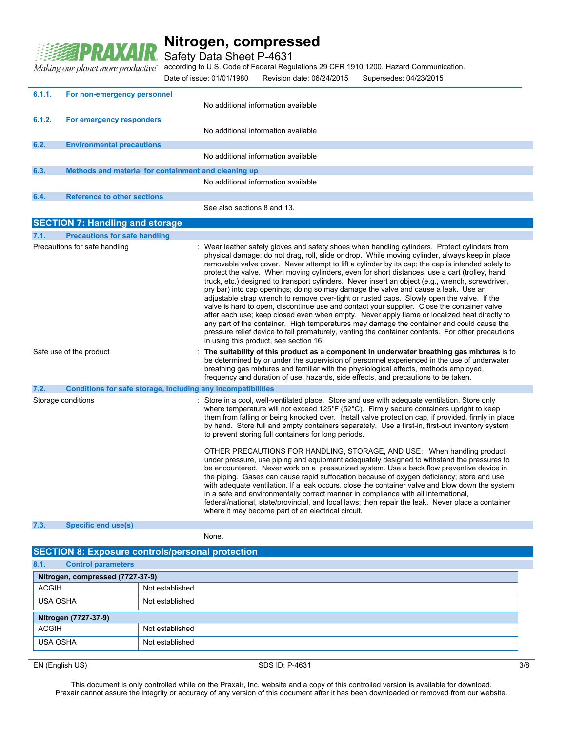#### 6.1.1. For non-emergency personnel

No additional information available

#### 6.1.2. For emergency responders

No additional information available

### 6.2. Environmental precautions

No additional information available

### 6.3. Methods and material for containment and cleaning up

No additional information available

### 6.4. Reference to other sections

See also sections 8 and 13.

## SECTION 7: Handling and storage

### 7.1. Precautions for safe handling

Precautions for safe handling : Wear leather safety gloves and safety shoes when handling cylinders. Protect cylinders from physical damage; do not drag, roll, slide or drop. While moving cylinder, always keep in place removable valve cover. Never attempt to lift a cylinder by its cap; the cap is intended solely to protect the valve. When moving cylinders, even for short distances, use a cart (trolley, hand truck, etc.) designed to transport cylinders. Never insert an object (e.g., wrench, screwdriver, pry bar) into cap openings; doing so may damage the valve and cause a leak. Use an adjustable strap wrench to remove over-tight or rusted caps. Slowly open the valve. If the valve is hard to open, discontinue use and contact your supplier. Close the container valve after each use; keep closed even when empty. Never apply flame or localized heat directly to any part of the container. High temperatures may damage the container and could cause the pressure relief device to fail prematurely, venting the container contents. For other precautions in using this product, see section 16.

Safe use of the product : **The suitability of this product as a component in underwater breathing gas mixtures** is to be determined by or under the supervision of personnel experienced in the use of underwater breathing gas mixtures and familiar with the physiological effects, methods employed, frequency and duration of use, hazards, side effects, and precautions to be taken.

### 7.2. Conditions for safe storage, including any incompatibilities

Storage conditions : Store in a cool, well-ventilated place. Store and use with adequate ventilation. Store only where temperature will not exceed 125°F (52°C). Firmly secure containers upright to keep them from falling or being knocked over. Install valve protection cap, if provided, firmly in place by hand. Store full and empty containers separately. Use a first-in, first-out inventory system to prevent storing full containers for long periods.

OTHER PRECAUTIONS FOR HANDLING, STORAGE, AND USE: When handling product under pressure, use piping and equipment adequately designed to withstand the pressures to be encountered. Never work on a pressurized system. Use a back flow preventive device in the piping. Gases can cause rapid suffocation because of oxygen deficiency; store and use with adequate ventilation. If a leak occurs, close the container valve and blow down the system in a safe and environmentally correct manner in compliance with all international, federal/national, state/provincial, and local laws; then repair the leak. Never place a container where it may become part of an electrical circuit.

### 7.3. Specific end use(s)

None.

## SECTION 8: Exposure controls/personal protection

### 8.1. Control parameters

| Nitrogen, compressed (7727-37-9) | |
|---|---|
| ACGIH | Not established |
| USA OSHA | Not established |

| Nitrogen (7727-37-9) | |
|---|---|
| ACGIH | Not established |
| USA OSHA | Not established |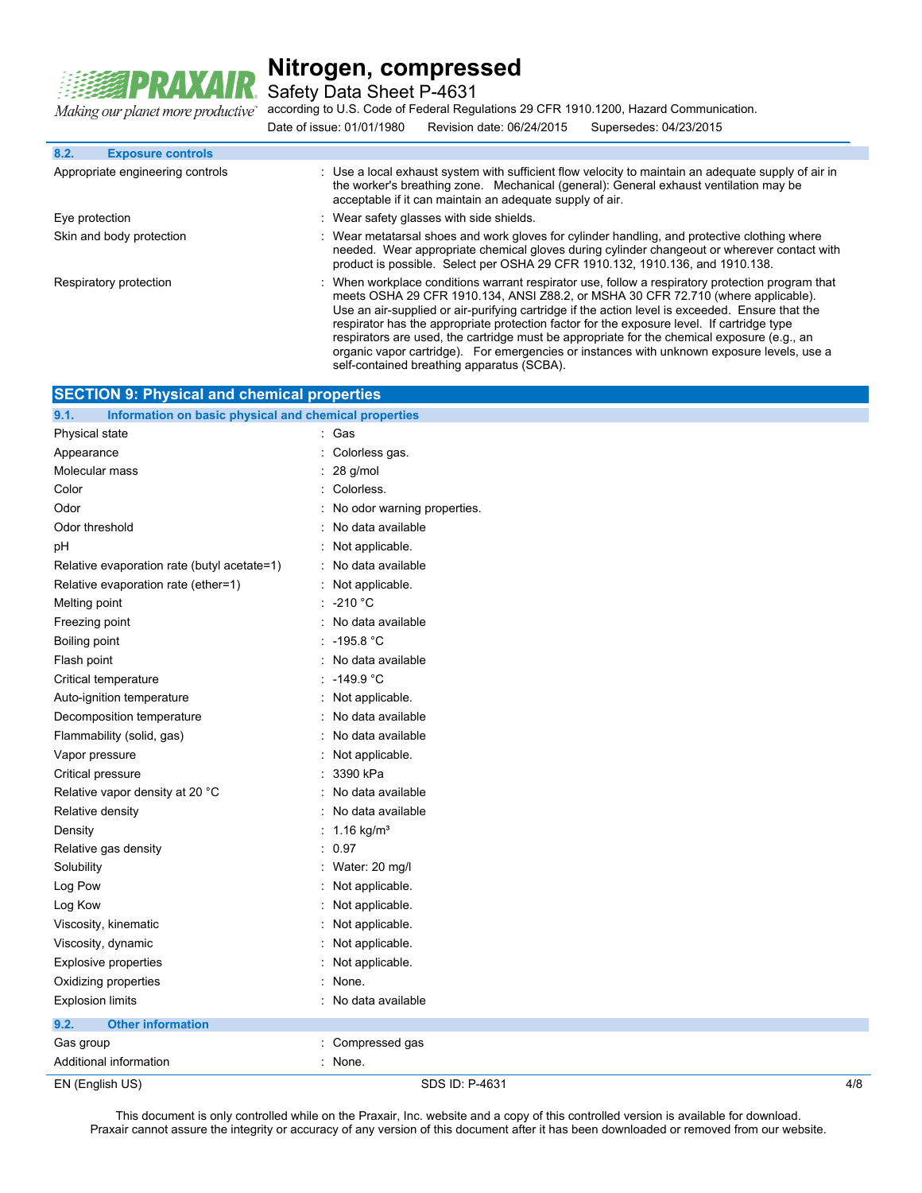### 8.2. Exposure controls

| | |
|---|---|
| Appropriate engineering controls | : Use a local exhaust system with sufficient flow velocity to maintain an adequate supply of air in the worker's breathing zone. Mechanical (general): General exhaust ventilation may be acceptable if it can maintain an adequate supply of air. |
| Eye protection | : Wear safety glasses with side shields. |
| Skin and body protection | : Wear metatarsal shoes and work gloves for cylinder handling, and protective clothing where needed. Wear appropriate chemical gloves during cylinder changeout or wherever contact with product is possible. Select per OSHA 29 CFR 1910.132, 1910.136, and 1910.138. |
| Respiratory protection | : When workplace conditions warrant respirator use, follow a respiratory protection program that meets OSHA 29 CFR 1910.134, ANSI Z88.2, or MSHA 30 CFR 72.710 (where applicable). Use an air-supplied or air-purifying cartridge if the action level is exceeded. Ensure that the respirator has the appropriate protection factor for the exposure level. If cartridge type respirators are used, the cartridge must be appropriate for the chemical exposure (e.g., an organic vapor cartridge). For emergencies or instances with unknown exposure levels, use a self-contained breathing apparatus (SCBA). |

## SECTION 9: Physical and chemical properties

### 9.1. Information on basic physical and chemical properties

| | |
|---|---|
| Physical state | : Gas |
| Appearance | : Colorless gas. |
| Molecular mass | : 28 g/mol |
| Color | : Colorless. |
| Odor | : No odor warning properties. |
| Odor threshold | : No data available |
| pH | : Not applicable. |
| Relative evaporation rate (butyl acetate=1) | : No data available |
| Relative evaporation rate (ether=1) | : Not applicable. |
| Melting point | : -210 °C |
| Freezing point | : No data available |
| Boiling point | : -195.8 °C |
| Flash point | : No data available |
| Critical temperature | : -149.9 °C |
| Auto-ignition temperature | : Not applicable. |
| Decomposition temperature | : No data available |
| Flammability (solid, gas) | : No data available |
| Vapor pressure | : Not applicable. |
| Critical pressure | : 3390 kPa |
| Relative vapor density at 20 °C | : No data available |
| Relative density | : No data available |
| Density | : 1.16 kg/m³ |
| Relative gas density | : 0.97 |
| Solubility | : Water: 20 mg/l |
| Log Pow | : Not applicable. |
| Log Kow | : Not applicable. |
| Viscosity, kinematic | : Not applicable. |
| Viscosity, dynamic | : Not applicable. |
| Explosive properties | : Not applicable. |
| Oxidizing properties | : None. |
| Explosion limits | : No data available |

### 9.2. Other information

| | |
|---|---|
| Gas group | : Compressed gas |
| Additional information | : None. |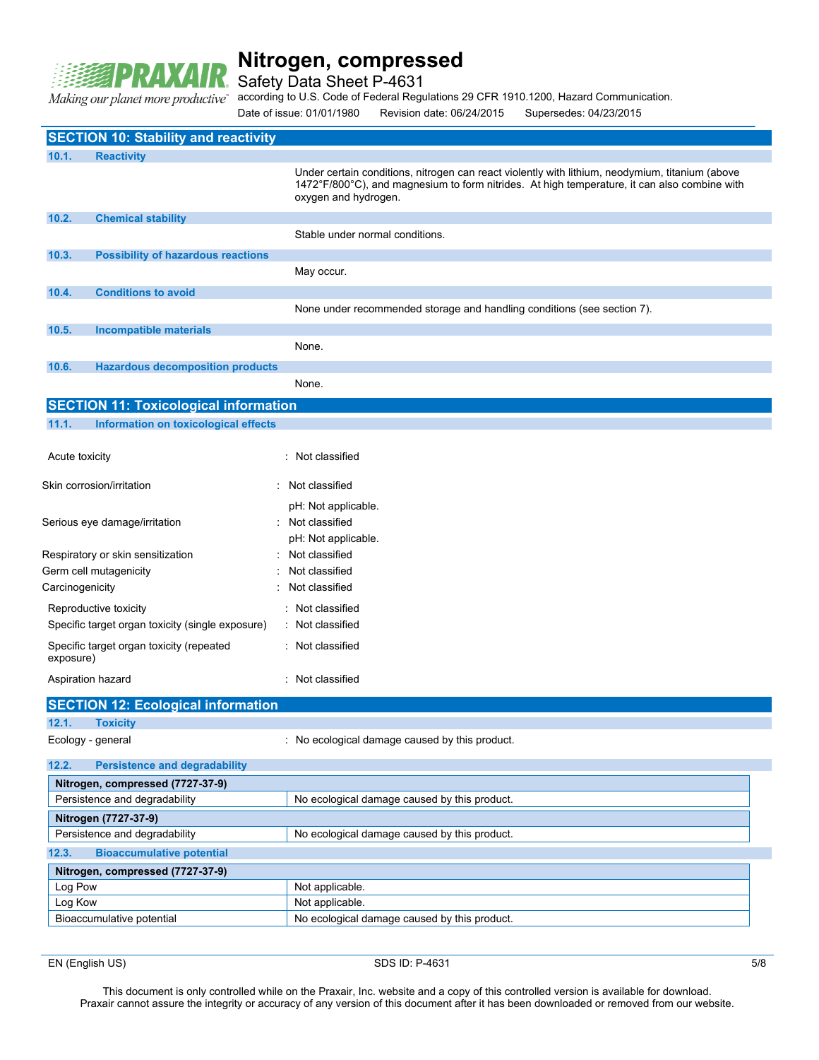## SECTION 10: Stability and reactivity

### 10.1. Reactivity

Under certain conditions, nitrogen can react violently with lithium, neodymium, titanium (above 1472°F/800°C), and magnesium to form nitrides. At high temperature, it can also combine with oxygen and hydrogen.

### 10.2. Chemical stability

Stable under normal conditions.

### 10.3. Possibility of hazardous reactions

May occur.

### 10.4. Conditions to avoid

None under recommended storage and handling conditions (see section 7).

### 10.5. Incompatible materials

None.

### 10.6. Hazardous decomposition products

None.

## SECTION 11: Toxicological information

### 11.1. Information on toxicological effects

Acute toxicity : Not classified

Skin corrosion/irritation : Not classified
pH: Not applicable.

Serious eye damage/irritation : Not classified
pH: Not applicable.

Respiratory or skin sensitization : Not classified

Germ cell mutagenicity : Not classified

Carcinogenicity : Not classified

Reproductive toxicity : Not classified

Specific target organ toxicity (single exposure) : Not classified

Specific target organ toxicity (repeated exposure) : Not classified

Aspiration hazard : Not classified

## SECTION 12: Ecological information

### 12.1. Toxicity

Ecology - general : No ecological damage caused by this product.

### 12.2. Persistence and degradability

| Nitrogen, compressed (7727-37-9) | |
|---|---|
| Persistence and degradability | No ecological damage caused by this product. |

| Nitrogen (7727-37-9) | |
|---|---|
| Persistence and degradability | No ecological damage caused by this product. |

### 12.3. Bioaccumulative potential

| Nitrogen, compressed (7727-37-9) | |
|---|---|
| Log Pow | Not applicable. |
| Log Kow | Not applicable. |
| Bioaccumulative potential | No ecological damage caused by this product. |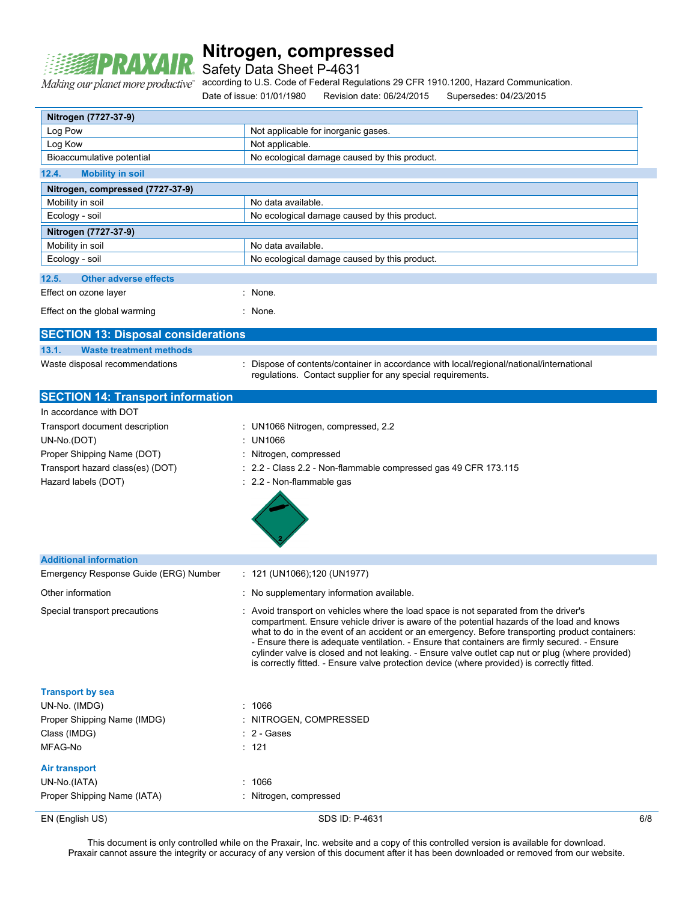| Nitrogen (7727-37-9) | |
|---|---|
| Log Pow | Not applicable for inorganic gases. |
| Log Kow | Not applicable. |
| Bioaccumulative potential | No ecological damage caused by this product. |

### 12.4. Mobility in soil

| Nitrogen, compressed (7727-37-9) | |
|---|---|
| Mobility in soil | No data available. |
| Ecology - soil | No ecological damage caused by this product. |
| **Nitrogen (7727-37-9)** | |
| Mobility in soil | No data available. |
| Ecology - soil | No ecological damage caused by this product. |

### 12.5. Other adverse effects

Effect on ozone layer : None.

Effect on the global warming : None.

## SECTION 13: Disposal considerations

### 13.1. Waste treatment methods

Waste disposal recommendations : Dispose of contents/container in accordance with local/regional/national/international regulations. Contact supplier for any special requirements.

## SECTION 14: Transport information

In accordance with DOT

Transport document description : UN1066 Nitrogen, compressed, 2.2

UN-No.(DOT) : UN1066

Proper Shipping Name (DOT) : Nitrogen, compressed

Transport hazard class(es) (DOT) : 2.2 - Class 2.2 - Non-flammable compressed gas 49 CFR 173.115

Hazard labels (DOT) : 2.2 - Non-flammable gas

### Additional information

Emergency Response Guide (ERG) Number : 121 (UN1066);120 (UN1977)

Other information : No supplementary information available.

Special transport precautions : Avoid transport on vehicles where the load space is not separated from the driver's compartment. Ensure vehicle driver is aware of the potential hazards of the load and knows what to do in the event of an accident or an emergency. Before transporting product containers: - Ensure there is adequate ventilation. - Ensure that containers are firmly secured. - Ensure cylinder valve is closed and not leaking. - Ensure valve outlet cap nut or plug (where provided) is correctly fitted. - Ensure valve protection device (where provided) is correctly fitted.

### Transport by sea

UN-No. (IMDG) : 1066

Proper Shipping Name (IMDG) : NITROGEN, COMPRESSED

Class (IMDG) : 2 - Gases

MFAG-No : 121

### Air transport

UN-No.(IATA) : 1066

Proper Shipping Name (IATA) : Nitrogen, compressed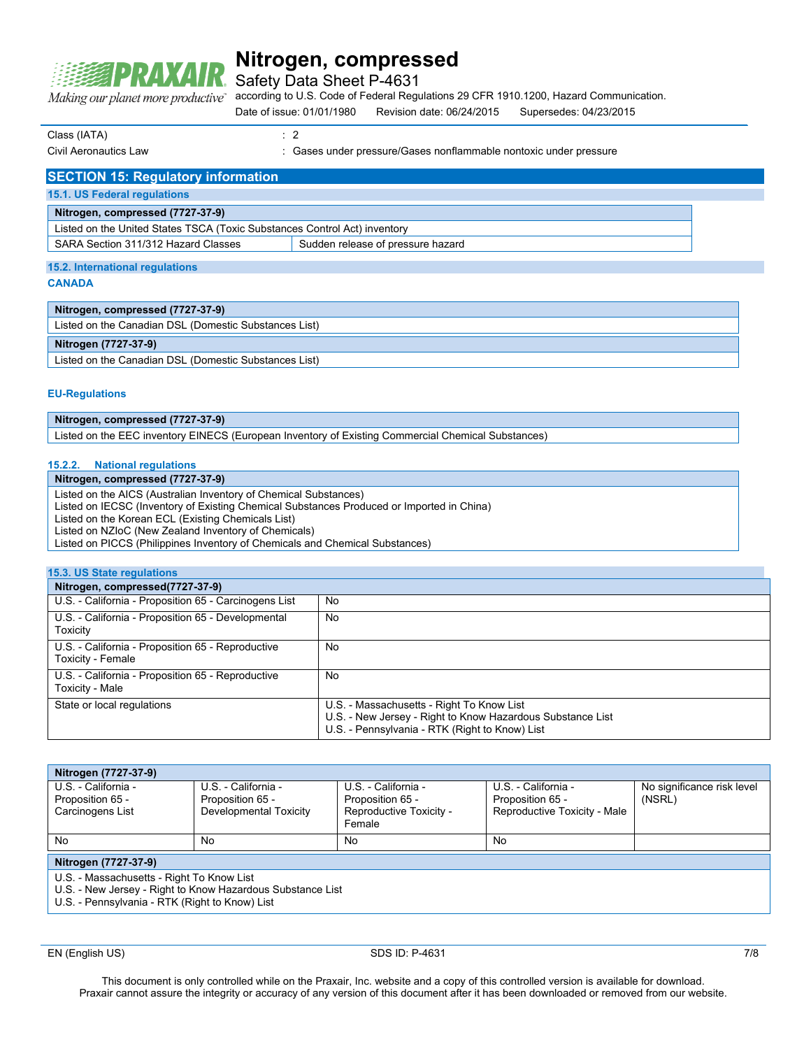| | |
|---|---|
| Class (IATA) | : 2 |
| Civil Aeronautics Law | : Gases under pressure/Gases nonflammable nontoxic under pressure |

## SECTION 15: Regulatory information

### 15.1. US Federal regulations

| Nitrogen, compressed (7727-37-9) | |
|---|---|
| Listed on the United States TSCA (Toxic Substances Control Act) inventory | |
| SARA Section 311/312 Hazard Classes | Sudden release of pressure hazard |

### 15.2. International regulations

**CANADA**

| Nitrogen, compressed (7727-37-9) |
|---|
| Listed on the Canadian DSL (Domestic Substances List) |

| Nitrogen (7727-37-9) |
|---|
| Listed on the Canadian DSL (Domestic Substances List) |

**EU-Regulations**

| Nitrogen, compressed (7727-37-9) |
|---|
| Listed on the EEC inventory EINECS (European Inventory of Existing Commercial Chemical Substances) |

#### 15.2.2. National regulations

| Nitrogen, compressed (7727-37-9) |
|---|
| Listed on the AICS (Australian Inventory of Chemical Substances)<br>Listed on IECSC (Inventory of Existing Chemical Substances Produced or Imported in China)<br>Listed on the Korean ECL (Existing Chemicals List)<br>Listed on NZIoC (New Zealand Inventory of Chemicals)<br>Listed on PICCS (Philippines Inventory of Chemicals and Chemical Substances) |

### 15.3. US State regulations

| Nitrogen, compressed(7727-37-9) | |
|---|---|
| U.S. - California - Proposition 65 - Carcinogens List | No |
| U.S. - California - Proposition 65 - Developmental Toxicity | No |
| U.S. - California - Proposition 65 - Reproductive Toxicity - Female | No |
| U.S. - California - Proposition 65 - Reproductive Toxicity - Male | No |
| State or local regulations | U.S. - Massachusetts - Right To Know List<br>U.S. - New Jersey - Right to Know Hazardous Substance List<br>U.S. - Pennsylvania - RTK (Right to Know) List |

| Nitrogen (7727-37-9) | | | | |
|---|---|---|---|---|
| U.S. - California - Proposition 65 - Carcinogens List | U.S. - California - Proposition 65 - Developmental Toxicity | U.S. - California - Proposition 65 - Reproductive Toxicity - Female | U.S. - California - Proposition 65 - Reproductive Toxicity - Male | No significance risk level (NSRL) |
| No | No | No | No | |

| Nitrogen (7727-37-9) |
|---|
| U.S. - Massachusetts - Right To Know List<br>U.S. - New Jersey - Right to Know Hazardous Substance List<br>U.S. - Pennsylvania - RTK (Right to Know) List |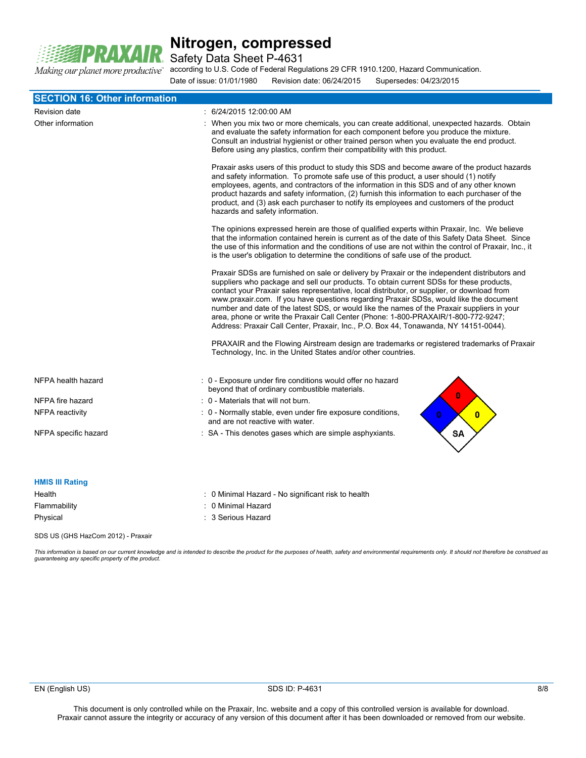## SECTION 16: Other information

Revision date : 6/24/2015 12:00:00 AM

Other information : When you mix two or more chemicals, you can create additional, unexpected hazards. Obtain and evaluate the safety information for each component before you produce the mixture. Consult an industrial hygienist or other trained person when you evaluate the end product. Before using any plastics, confirm their compatibility with this product.

Praxair asks users of this product to study this SDS and become aware of the product hazards and safety information. To promote safe use of this product, a user should (1) notify employees, agents, and contractors of the information in this SDS and of any other known product hazards and safety information, (2) furnish this information to each purchaser of the product, and (3) ask each purchaser to notify its employees and customers of the product hazards and safety information.

The opinions expressed herein are those of qualified experts within Praxair, Inc. We believe that the information contained herein is current as of the date of this Safety Data Sheet. Since the use of this information and the conditions of use are not within the control of Praxair, Inc., it is the user's obligation to determine the conditions of safe use of the product.

Praxair SDSs are furnished on sale or delivery by Praxair or the independent distributors and suppliers who package and sell our products. To obtain current SDSs for these products, contact your Praxair sales representative, local distributor, or supplier, or download from www.praxair.com. If you have questions regarding Praxair SDSs, would like the document number and date of the latest SDS, or would like the names of the Praxair suppliers in your area, phone or write the Praxair Call Center (Phone: 1-800-PRAXAIR/1-800-772-9247; Address: Praxair Call Center, Praxair, Inc., P.O. Box 44, Tonawanda, NY 14151-0044).

PRAXAIR and the Flowing Airstream design are trademarks or registered trademarks of Praxair Technology, Inc. in the United States and/or other countries.

NFPA health hazard : 0 - Exposure under fire conditions would offer no hazard beyond that of ordinary combustible materials.

NFPA fire hazard : 0 - Materials that will not burn.

NFPA reactivity : 0 - Normally stable, even under fire exposure conditions, and are not reactive with water.

NFPA specific hazard : SA - This denotes gases which are simple asphyxiants.

0
0 0
SA

### HMIS III Rating

Health : 0 Minimal Hazard - No significant risk to health

Flammability : 0 Minimal Hazard

Physical : 3 Serious Hazard

SDS US (GHS HazCom 2012) - Praxair

*This information is based on our current knowledge and is intended to describe the product for the purposes of health, safety and environmental requirements only. It should not therefore be construed as guaranteeing any specific property of the product.*